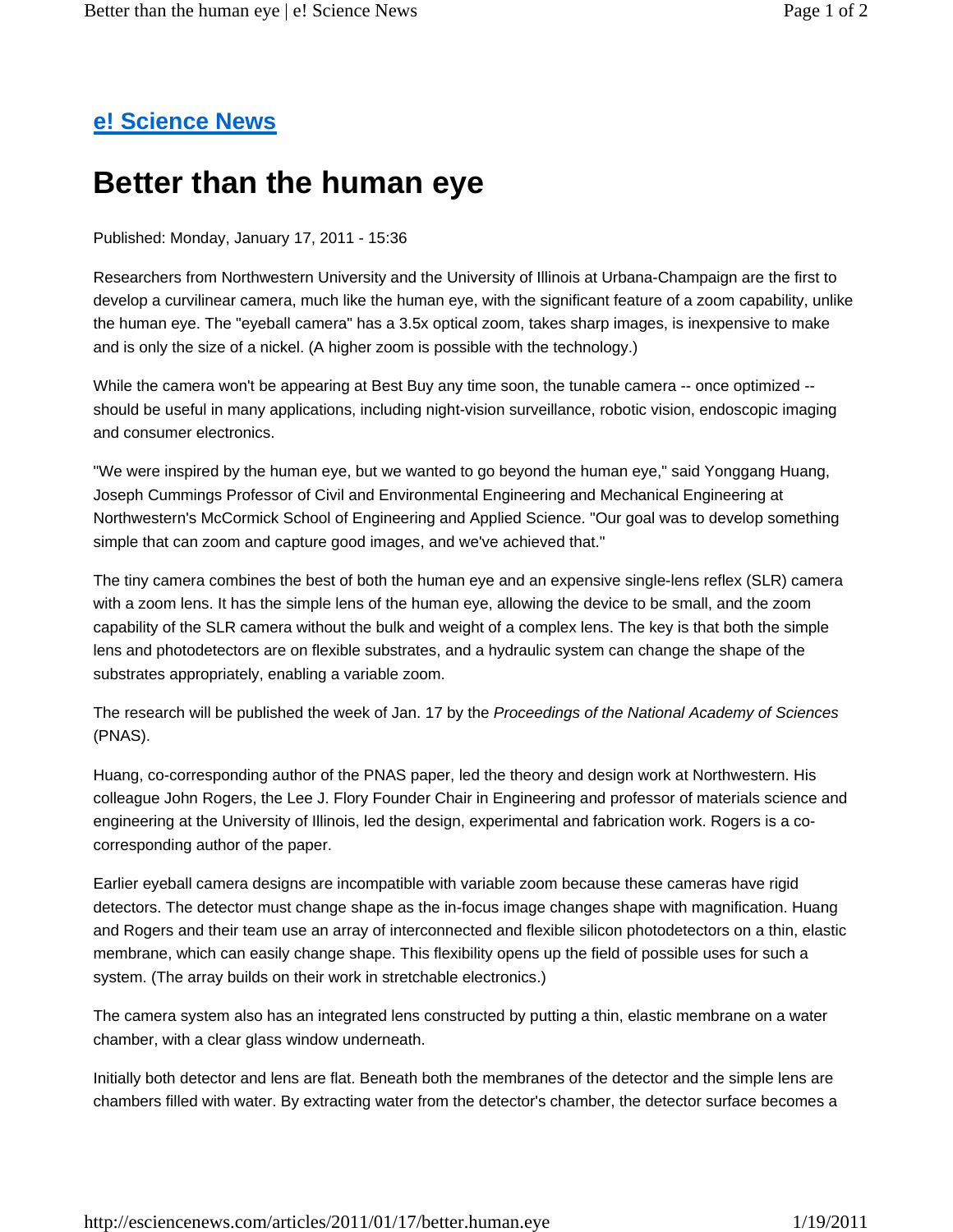**e! Science News**

# Better than the human eye

Published: Monday, January 17, 2011 - 15:36

Researchers from Northwestern University and the University of Illinois at Urbana-Champaign are the first to develop a curvilinear camera, much like the human eye, with the significant feature of a zoom capability, unlike the human eye. The "eyeball camera" has a 3.5x optical zoom, takes sharp images, is inexpensive to make and is only the size of a nickel. (A higher zoom is possible with the technology.)

While the camera won't be appearing at Best Buy any time soon, the tunable camera -- once optimized -- should be useful in many applications, including night-vision surveillance, robotic vision, endoscopic imaging and consumer electronics.

"We were inspired by the human eye, but we wanted to go beyond the human eye," said Yonggang Huang, Joseph Cummings Professor of Civil and Environmental Engineering and Mechanical Engineering at Northwestern's McCormick School of Engineering and Applied Science. "Our goal was to develop something simple that can zoom and capture good images, and we've achieved that."

The tiny camera combines the best of both the human eye and an expensive single-lens reflex (SLR) camera with a zoom lens. It has the simple lens of the human eye, allowing the device to be small, and the zoom capability of the SLR camera without the bulk and weight of a complex lens. The key is that both the simple lens and photodetectors are on flexible substrates, and a hydraulic system can change the shape of the substrates appropriately, enabling a variable zoom.

The research will be published the week of Jan. 17 by the *Proceedings of the National Academy of Sciences* (PNAS).

Huang, co-corresponding author of the PNAS paper, led the theory and design work at Northwestern. His colleague John Rogers, the Lee J. Flory Founder Chair in Engineering and professor of materials science and engineering at the University of Illinois, led the design, experimental and fabrication work. Rogers is a co-corresponding author of the paper.

Earlier eyeball camera designs are incompatible with variable zoom because these cameras have rigid detectors. The detector must change shape as the in-focus image changes shape with magnification. Huang and Rogers and their team use an array of interconnected and flexible silicon photodetectors on a thin, elastic membrane, which can easily change shape. This flexibility opens up the field of possible uses for such a system. (The array builds on their work in stretchable electronics.)

The camera system also has an integrated lens constructed by putting a thin, elastic membrane on a water chamber, with a clear glass window underneath.

Initially both detector and lens are flat. Beneath both the membranes of the detector and the simple lens are chambers filled with water. By extracting water from the detector's chamber, the detector surface becomes a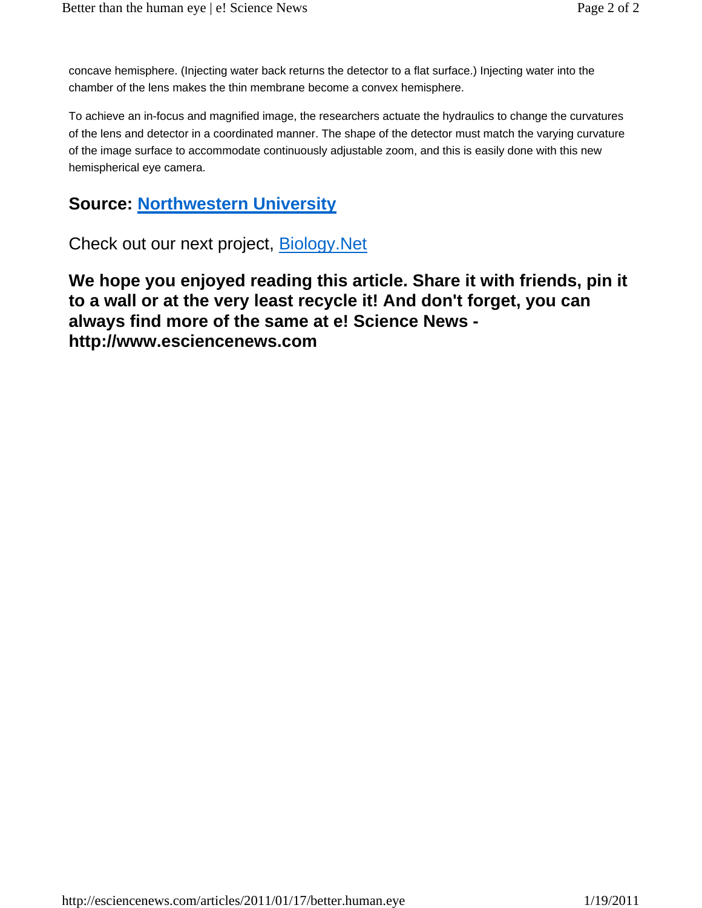concave hemisphere. (Injecting water back returns the detector to a flat surface.) Injecting water into the chamber of the lens makes the thin membrane become a convex hemisphere.

To achieve an in-focus and magnified image, the researchers actuate the hydraulics to change the curvatures of the lens and detector in a coordinated manner. The shape of the detector must match the varying curvature of the image surface to accommodate continuously adjustable zoom, and this is easily done with this new hemispherical eye camera.

## Source: Northwestern University

Check out our next project, Biology.Net

### We hope you enjoyed reading this article. Share it with friends, pin it to a wall or at the very least recycle it! And don't forget, you can always find more of the same at e! Science News - http://www.esciencenews.com